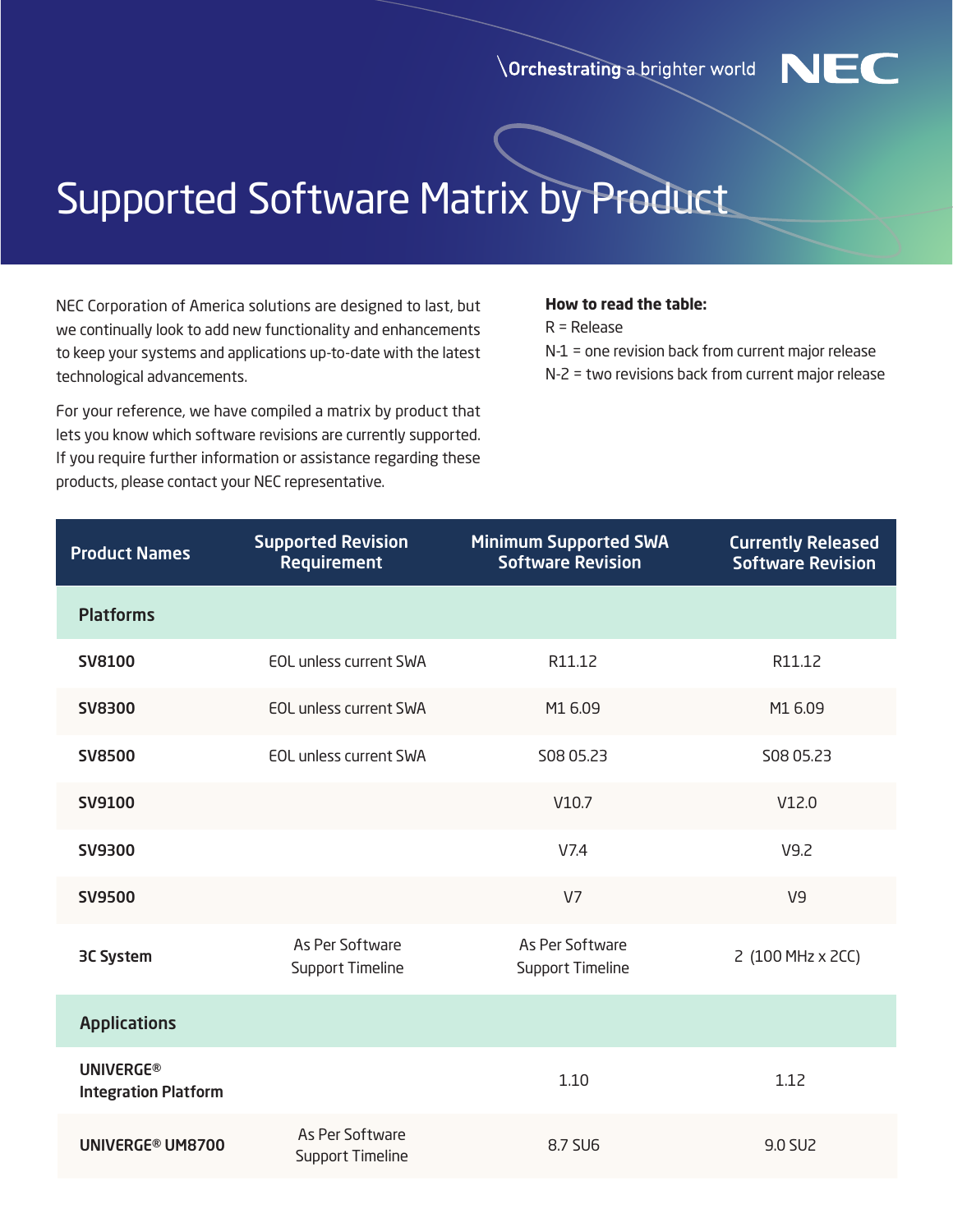\Orchestrating a brighter world NEC

# Supported Software Matrix by Product

NEC Corporation of America solutions are designed to last, but we continually look to add new functionality and enhancements to keep your systems and applications up-to-date with the latest technological advancements.

For your reference, we have compiled a matrix by product that lets you know which software revisions are currently supported. If you require further information or assistance regarding these products, please contact your NEC representative.

**How to read the table:**

R = Release

N-1 = one revision back from current major release

N-2 = two revisions back from current major release

| Product Names | Supported Revision Requirement | Minimum Supported SWA Software Revision | Currently Released Software Revision |
|---|---|---|---|
| **Platforms** | | | |
| **SV8100** | EOL unless current SWA | R11.12 | R11.12 |
| **SV8300** | EOL unless current SWA | M1 6.09 | M1 6.09 |
| **SV8500** | EOL unless current SWA | S08 05.23 | S08 05.23 |
| **SV9100** | | V10.7 | V12.0 |
| **SV9300** | | V7.4 | V9.2 |
| **SV9500** | | V7 | V9 |
| **3C System** | As Per Software Support Timeline | As Per Software Support Timeline | 2 (100 MHz x 2CC) |
| **Applications** | | | |
| **UNIVERGE® Integration Platform** | | 1.10 | 1.12 |
| **UNIVERGE® UM8700** | As Per Software Support Timeline | 8.7 SU6 | 9.0 SU2 |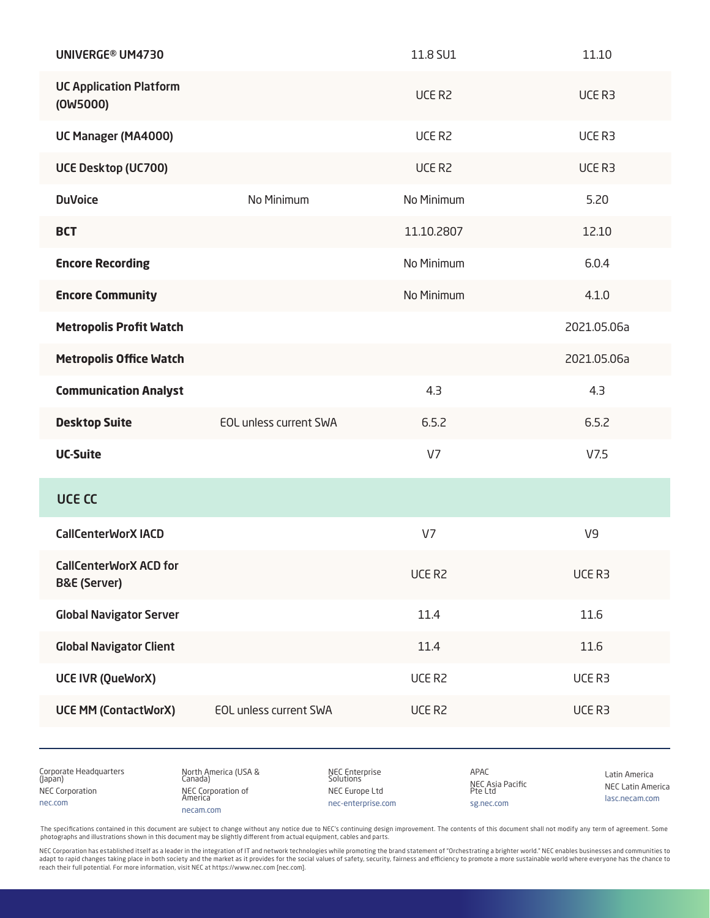| | | | |
|---|---|---|---|
| **UNIVERGE® UM4730** | | 11.8 SU1 | 11.10 |
| **UC Application Platform (OW5000)** | | UCE R2 | UCE R3 |
| **UC Manager (MA4000)** | | UCE R2 | UCE R3 |
| **UCE Desktop (UC700)** | | UCE R2 | UCE R3 |
| **DuVoice** | No Minimum | No Minimum | 5.20 |
| **BCT** | | 11.10.2807 | 12.10 |
| **Encore Recording** | | No Minimum | 6.0.4 |
| **Encore Community** | | No Minimum | 4.1.0 |
| **Metropolis Profit Watch** | | | 2021.05.06a |
| **Metropolis Office Watch** | | | 2021.05.06a |
| **Communication Analyst** | | 4.3 | 4.3 |
| **Desktop Suite** | EOL unless current SWA | 6.5.2 | 6.5.2 |
| **UC-Suite** | | V7 | V7.5 |
| **UCE CC** | | | |
| **CallCenterWorX IACD** | | V7 | V9 |
| **CallCenterWorX ACD for B&E (Server)** | | UCE R2 | UCE R3 |
| **Global Navigator Server** | | 11.4 | 11.6 |
| **Global Navigator Client** | | 11.4 | 11.6 |
| **UCE IVR (QueWorX)** | | UCE R2 | UCE R3 |
| **UCE MM (ContactWorX)** | EOL unless current SWA | UCE R2 | UCE R3 |

Corporate Headquarters (Japan)
NEC Corporation
nec.com

North America (USA & Canada)
NEC Corporation of America
necam.com

NEC Enterprise Solutions
NEC Europe Ltd
nec-enterprise.com

APAC
NEC Asia Pacific Pte Ltd
sg.nec.com

Latin America
NEC Latin America
lasc.necam.com

The specifications contained in this document are subject to change without any notice due to NEC's continuing design improvement. The contents of this document shall not modify any term of agreement. Some photographs and illustrations shown in this document may be slightly different from actual equipment, cables and parts.

NEC Corporation has established itself as a leader in the integration of IT and network technologies while promoting the brand statement of "Orchestrating a brighter world." NEC enables businesses and communities to adapt to rapid changes taking place in both society and the market as it provides for the social values of safety, security, fairness and efficiency to promote a more sustainable world where everyone has the chance to reach their full potential. For more information, visit NEC at https://www.nec.com [nec.com].